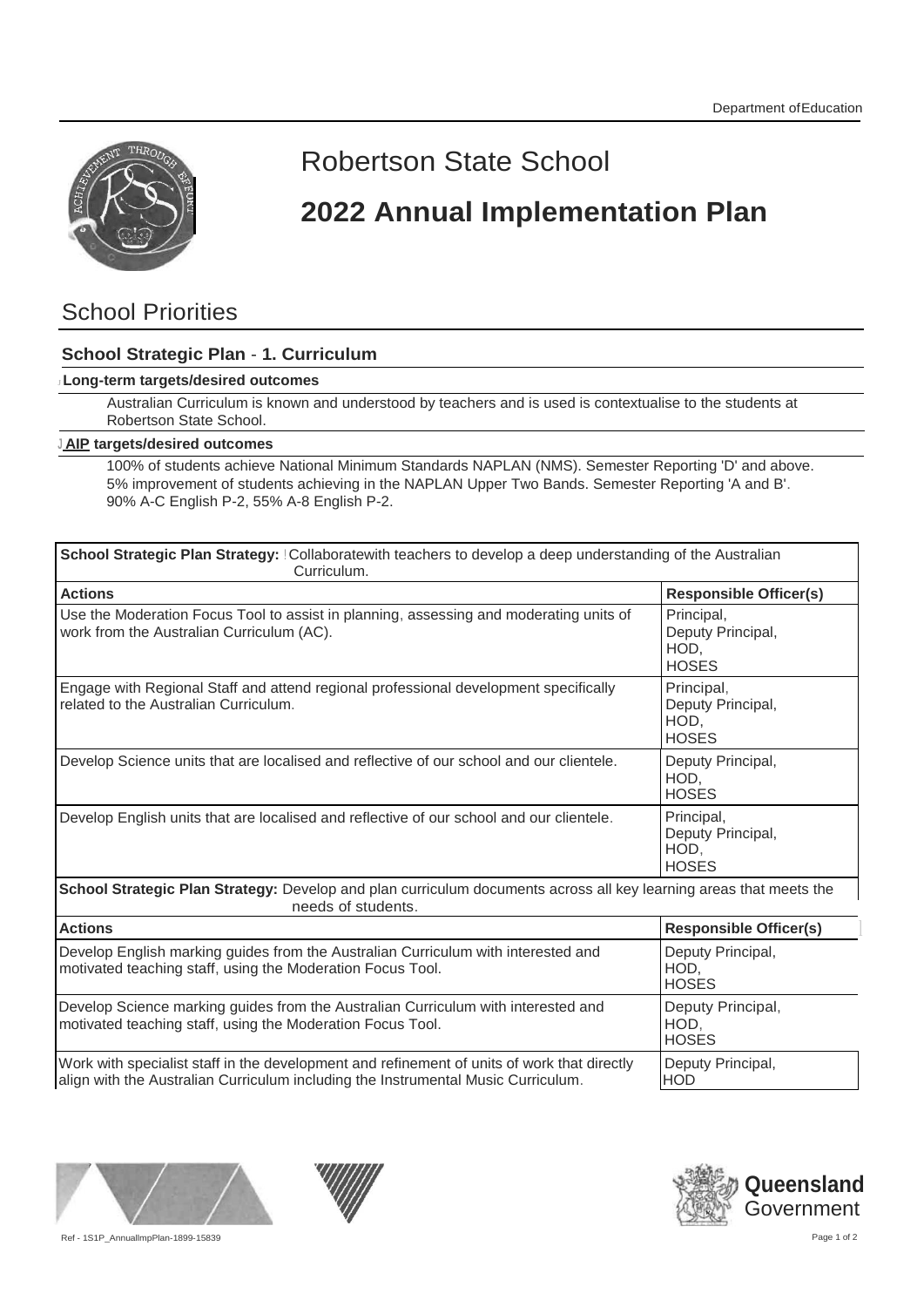# Robertson State School

# 2022 Annual Implementation Plan

## School Priorities

### School Strategic Plan - 1. Curriculum

**Long-term targets/desired outcomes**

Australian Curriculum is known and understood by teachers and is used is contextualise to the students at Robertson State School.

**AIP targets/desired outcomes**

100% of students achieve National Minimum Standards NAPLAN (NMS). Semester Reporting 'D' and above.
5% improvement of students achieving in the NAPLAN Upper Two Bands. Semester Reporting 'A and B'.
90% A-C English P-2, 55% A-8 English P-2.

**School Strategic Plan Strategy:** Collaboratewith teachers to develop a deep understanding of the Australian Curriculum.

| Actions | Responsible Officer(s) |
|---|---|
| Use the Moderation Focus Tool to assist in planning, assessing and moderating units of work from the Australian Curriculum (AC). | Principal, Deputy Principal, HOD, HOSES |
| Engage with Regional Staff and attend regional professional development specifically related to the Australian Curriculum. | Principal, Deputy Principal, HOD, HOSES |
| Develop Science units that are localised and reflective of our school and our clientele. | Deputy Principal, HOD, HOSES |
| Develop English units that are localised and reflective of our school and our clientele. | Principal, Deputy Principal, HOD, HOSES |

**School Strategic Plan Strategy:** Develop and plan curriculum documents across all key learning areas that meets the needs of students.

| Actions | Responsible Officer(s) |
|---|---|
| Develop English marking guides from the Australian Curriculum with interested and motivated teaching staff, using the Moderation Focus Tool. | Deputy Principal, HOD, HOSES |
| Develop Science marking guides from the Australian Curriculum with interested and motivated teaching staff, using the Moderation Focus Tool. | Deputy Principal, HOD, HOSES |
| Work with specialist staff in the development and refinement of units of work that directly align with the Australian Curriculum including the Instrumental Music Curriculum. | Deputy Principal, HOD |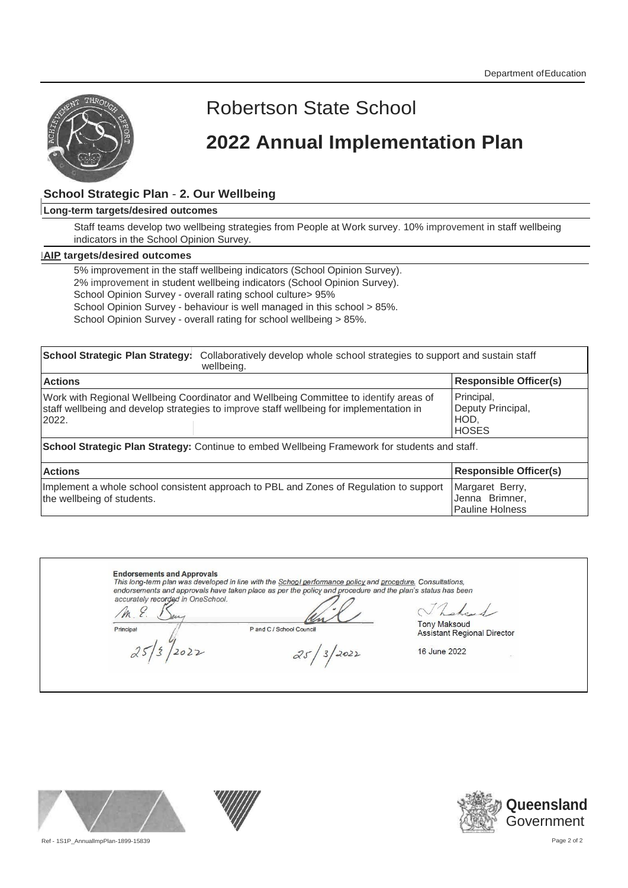# Robertson State School

# 2022 Annual Implementation Plan

## School Strategic Plan - 2. Our Wellbeing

**Long-term targets/desired outcomes**

Staff teams develop two wellbeing strategies from People at Work survey. 10% improvement in staff wellbeing indicators in the School Opinion Survey.

**AIP targets/desired outcomes**

5% improvement in the staff wellbeing indicators (School Opinion Survey).
2% improvement in student wellbeing indicators (School Opinion Survey).
School Opinion Survey - overall rating school culture> 95%
School Opinion Survey - behaviour is well managed in this school > 85%.
School Opinion Survey - overall rating for school wellbeing > 85%.

**School Strategic Plan Strategy:** Collaboratively develop whole school strategies to support and sustain staff wellbeing.

| Actions | Responsible Officer(s) |
|---|---|
| Work with Regional Wellbeing Coordinator and Wellbeing Committee to identify areas of staff wellbeing and develop strategies to improve staff wellbeing for implementation in 2022. | Principal, Deputy Principal, HOD, HOSES |

**School Strategic Plan Strategy:** Continue to embed Wellbeing Framework for students and staff.

| Actions | Responsible Officer(s) |
|---|---|
| Implement a whole school consistent approach to PBL and Zones of Regulation to support the wellbeing of students. | Margaret Berry, Jenna Brimner, Pauline Holness |

**Endorsements and Approvals**

*This long-term plan was developed in line with the School performance policy and procedure. Consultations, endorsements and approvals have taken place as per the policy and procedure and the plan's status has been accurately recorded in OneSchool.*

| Principal | P and C / School Council | Tony Maksoud, Assistant Regional Director |
|---|---|---|
| 25/3/2022 | 25/3/2022 | 16 June 2022 |

Ref - 1S1P_AnnualImpPlan-1899-15839